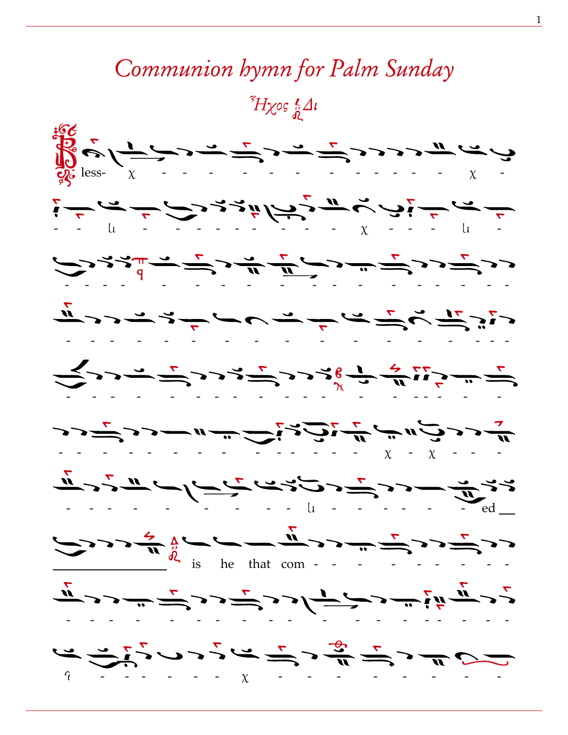# *Communion hymn for Palm Sunday*

*Ἦχος Δι*

less- χ - - - - - - - - - - - - - χ -

- - ιι - - - - - - - - - χ - - - ιι -

- - - - - - - - - - - - - - - - - - -

- - - - - - - - - - - - - - - - - - -

- - - - - - - - - - - - - - - - - - -

- - - - - - - - - - - - - - χ - χ - - -

- - - - - - - - - - ιι - - - - - - ed

is he that com - - - - - - - - -

- - - - - - - - - - - - - - - - - - -

ʔ - - - - - - χ - - - - - - - - -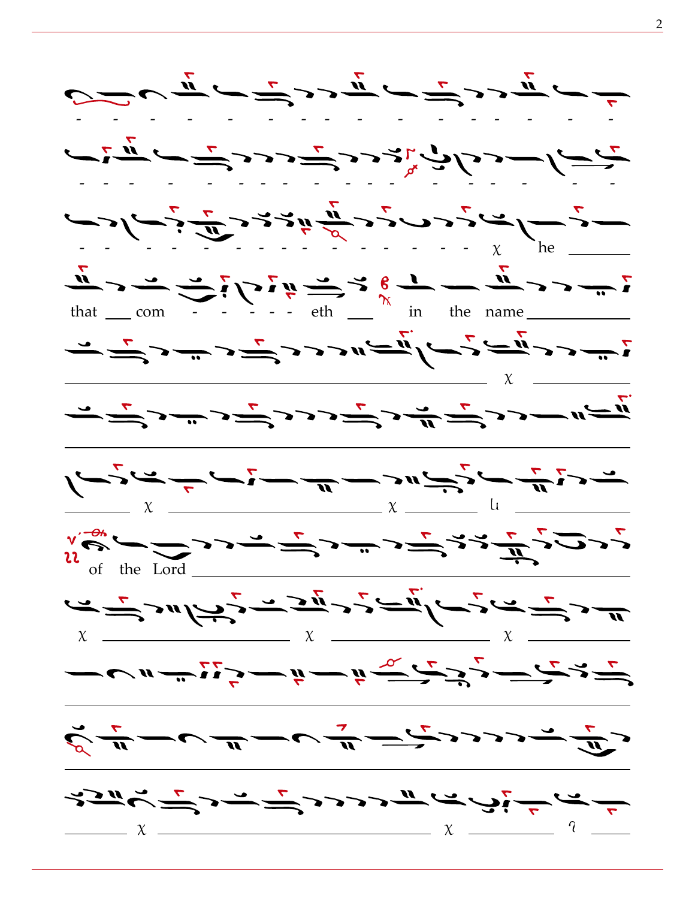\- - - - - - - - - - - - - - - -

\- - - - - - - - - - - - - - - - - - - -

\- - - - - - - - - - - - - - - - - χ he \_\_\_\_\_\_\_\_

that \_\_\_ com - - - - - eth \_\_\_ in the name \_\_\_\_\_\_\_\_\_\_\_\_

\_\_\_\_\_\_\_\_\_\_\_\_\_\_\_\_\_\_\_\_\_\_\_\_\_\_\_\_\_\_\_\_\_\_\_\_\_\_ χ \_\_\_\_\_\_\_\_

\_\_\_\_\_\_\_\_ χ \_\_\_\_\_\_\_\_\_\_\_\_\_\_\_\_\_\_\_\_ χ \_\_\_\_\_\_ ɩı \_\_\_\_\_\_\_\_

of the Lord \_\_\_\_\_\_\_\_\_\_\_\_\_\_\_\_\_\_\_\_\_\_\_\_\_\_\_\_\_\_\_\_\_\_

χ \_\_\_\_\_\_\_\_\_\_\_\_\_\_\_\_\_\_\_ χ \_\_\_\_\_\_\_\_\_\_\_\_\_\_\_\_ χ \_\_\_\_\_\_\_\_

\_\_\_\_\_\_ χ \_\_\_\_\_\_\_\_\_\_\_\_\_\_\_\_\_\_\_\_\_\_\_\_\_\_\_\_ χ \_\_\_\_\_\_\_\_\_ ʔ \_\_\_\_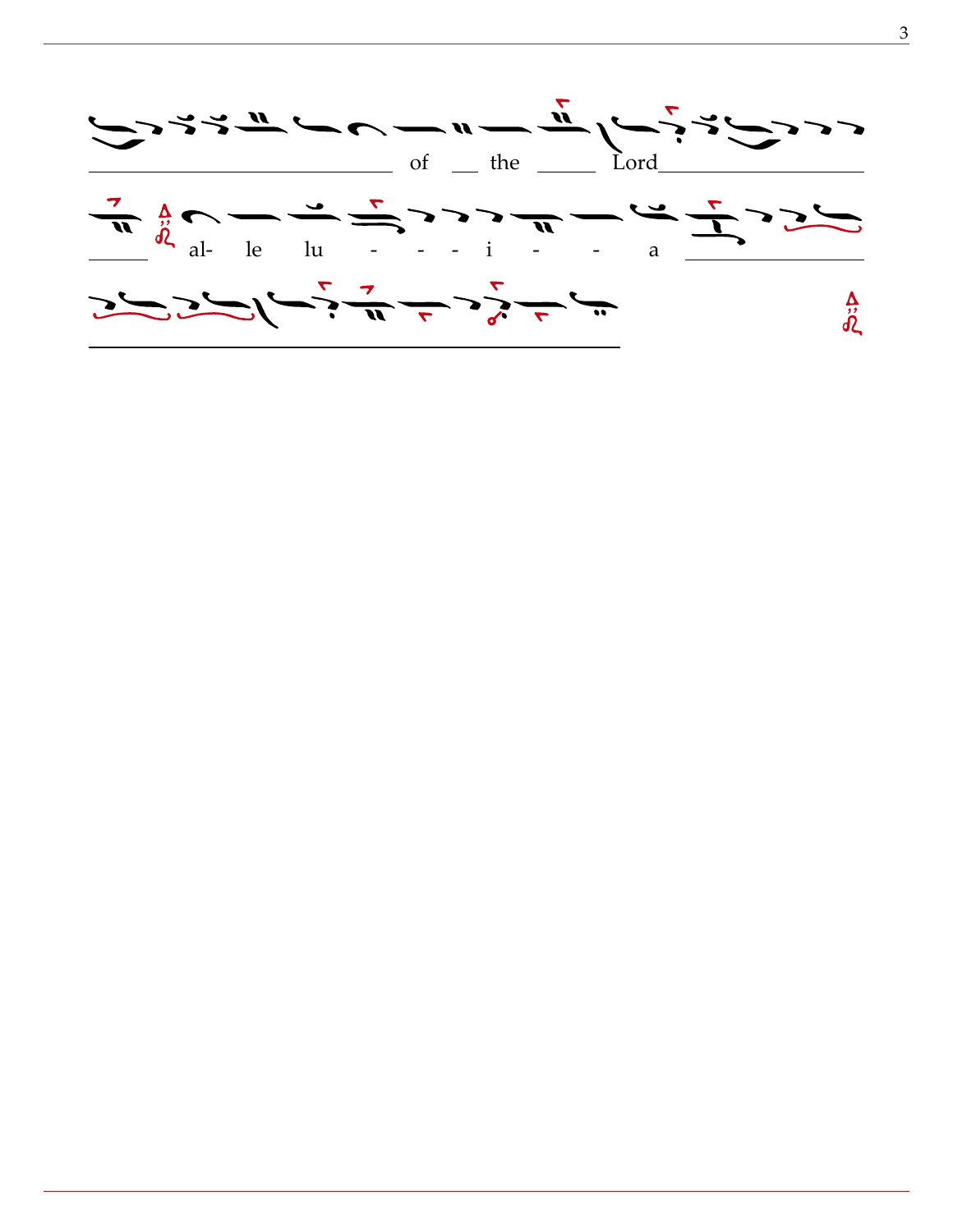of the Lord

al- le lu - - - i - - a